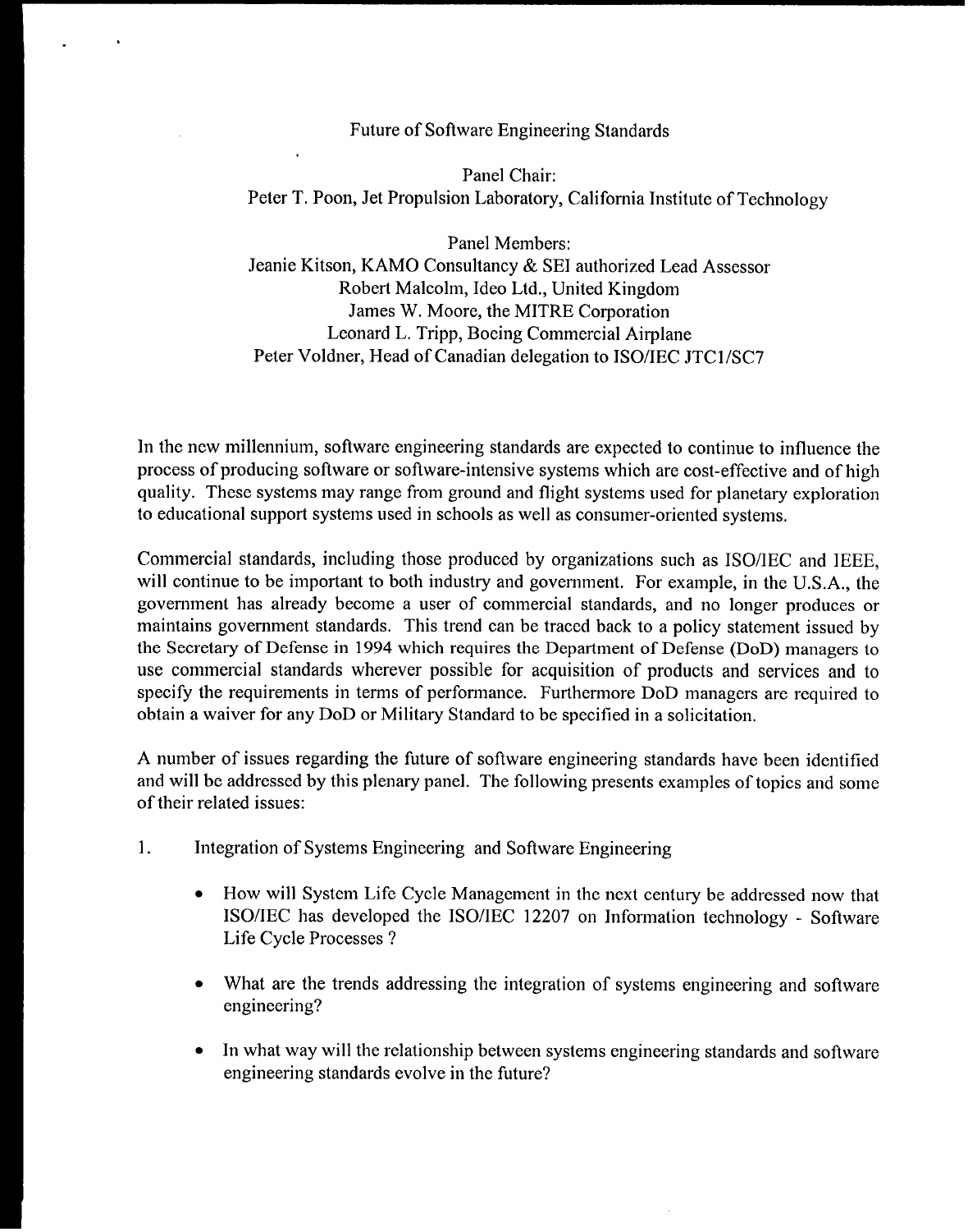# Future of Software Engineering Standards

Panel Chair:
Peter T. Poon, Jet Propulsion Laboratory, California Institute of Technology

Panel Members:
Jeanie Kitson, KAMO Consultancy & SEI authorized Lead Assessor
Robert Malcolm, Ideo Ltd., United Kingdom
James W. Moore, the MITRE Corporation
Leonard L. Tripp, Boeing Commercial Airplane
Peter Voldner, Head of Canadian delegation to ISO/IEC JTC1/SC7

In the new millennium, software engineering standards are expected to continue to influence the process of producing software or software-intensive systems which are cost-effective and of high quality. These systems may range from ground and flight systems used for planetary exploration to educational support systems used in schools as well as consumer-oriented systems.

Commercial standards, including those produced by organizations such as ISO/IEC and IEEE, will continue to be important to both industry and government. For example, in the U.S.A., the government has already become a user of commercial standards, and no longer produces or maintains government standards. This trend can be traced back to a policy statement issued by the Secretary of Defense in 1994 which requires the Department of Defense (DoD) managers to use commercial standards wherever possible for acquisition of products and services and to specify the requirements in terms of performance. Furthermore DoD managers are required to obtain a waiver for any DoD or Military Standard to be specified in a solicitation.

A number of issues regarding the future of software engineering standards have been identified and will be addressed by this plenary panel. The following presents examples of topics and some of their related issues:

1. Integration of Systems Engineering and Software Engineering

    - How will System Life Cycle Management in the next century be addressed now that ISO/IEC has developed the ISO/IEC 12207 on Information technology - Software Life Cycle Processes ?
    - What are the trends addressing the integration of systems engineering and software engineering?
    - In what way will the relationship between systems engineering standards and software engineering standards evolve in the future?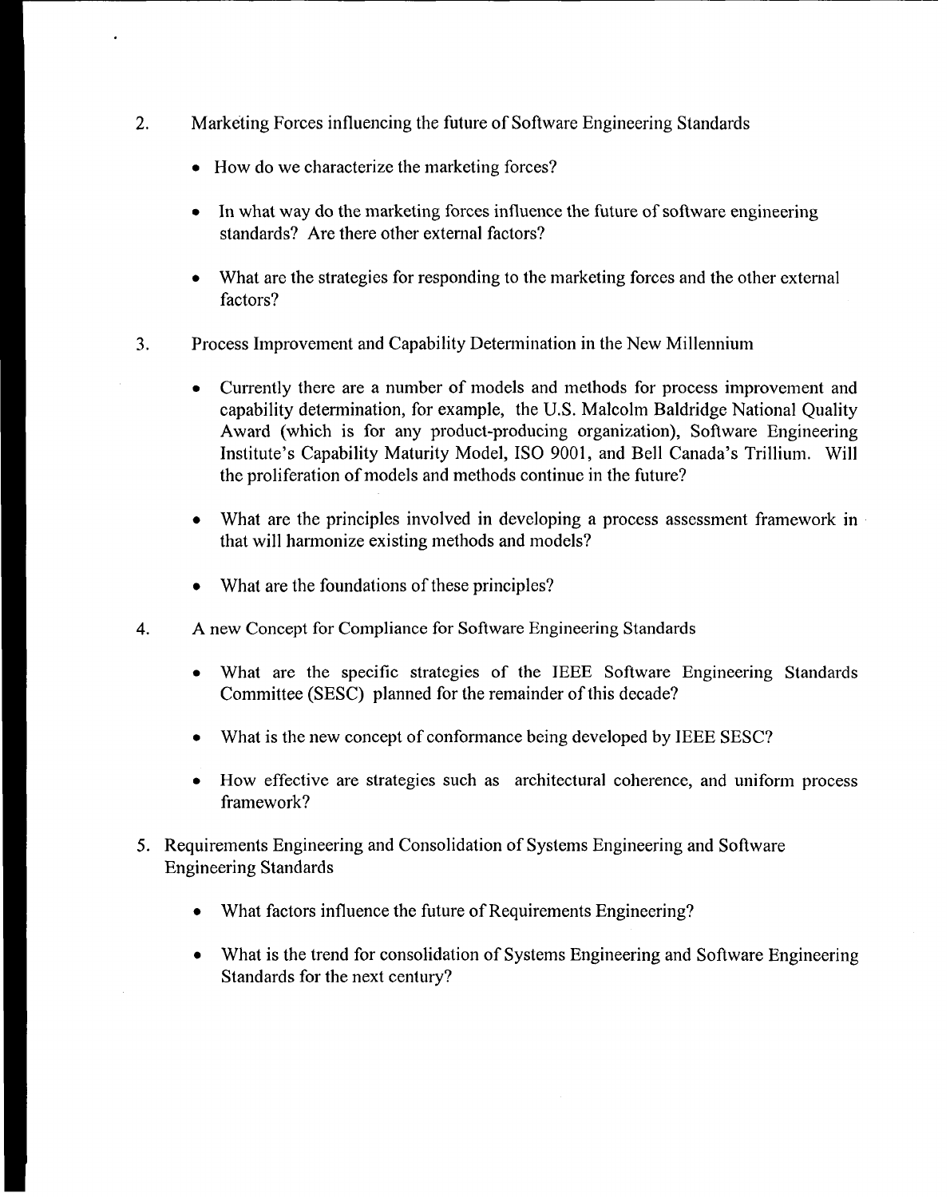2. Marketing Forces influencing the future of Software Engineering Standards

   - How do we characterize the marketing forces?

   - In what way do the marketing forces influence the future of software engineering standards? Are there other external factors?

   - What are the strategies for responding to the marketing forces and the other external factors?

3. Process Improvement and Capability Determination in the New Millennium

   - Currently there are a number of models and methods for process improvement and capability determination, for example, the U.S. Malcolm Baldridge National Quality Award (which is for any product-producing organization), Software Engineering Institute's Capability Maturity Model, ISO 9001, and Bell Canada's Trillium. Will the proliferation of models and methods continue in the future?

   - What are the principles involved in developing a process assessment framework in that will harmonize existing methods and models?

   - What are the foundations of these principles?

4. A new Concept for Compliance for Software Engineering Standards

   - What are the specific strategies of the IEEE Software Engineering Standards Committee (SESC) planned for the remainder of this decade?

   - What is the new concept of conformance being developed by IEEE SESC?

   - How effective are strategies such as architectural coherence, and uniform process framework?

5. Requirements Engineering and Consolidation of Systems Engineering and Software Engineering Standards

   - What factors influence the future of Requirements Engineering?

   - What is the trend for consolidation of Systems Engineering and Software Engineering Standards for the next century?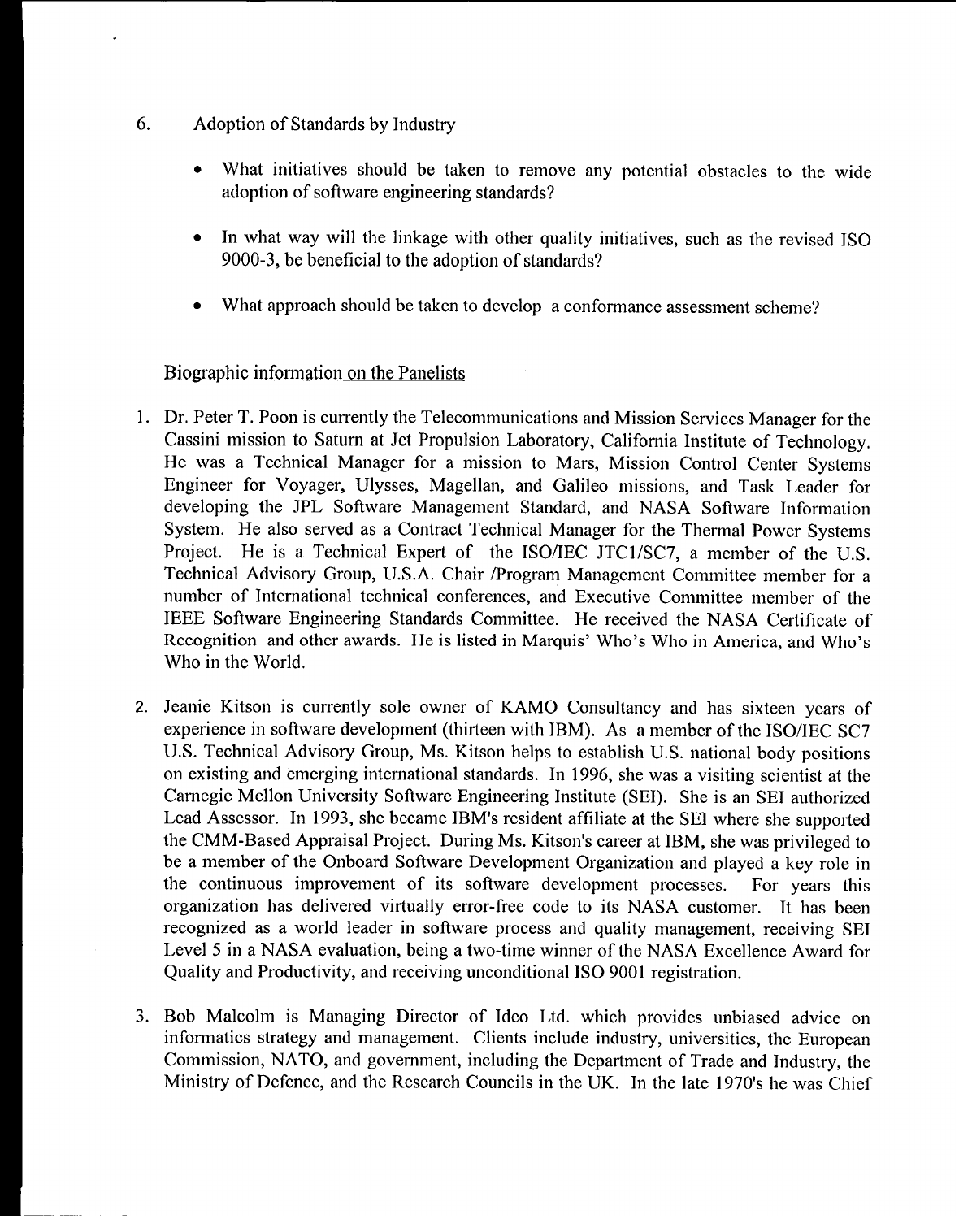6. Adoption of Standards by Industry

   - What initiatives should be taken to remove any potential obstacles to the wide adoption of software engineering standards?

   - In what way will the linkage with other quality initiatives, such as the revised ISO 9000-3, be beneficial to the adoption of standards?

   - What approach should be taken to develop a conformance assessment scheme?

## Biographic information on the Panelists

1. Dr. Peter T. Poon is currently the Telecommunications and Mission Services Manager for the Cassini mission to Saturn at Jet Propulsion Laboratory, California Institute of Technology. He was a Technical Manager for a mission to Mars, Mission Control Center Systems Engineer for Voyager, Ulysses, Magellan, and Galileo missions, and Task Leader for developing the JPL Software Management Standard, and NASA Software Information System. He also served as a Contract Technical Manager for the Thermal Power Systems Project. He is a Technical Expert of the ISO/IEC JTC1/SC7, a member of the U.S. Technical Advisory Group, U.S.A. Chair /Program Management Committee member for a number of International technical conferences, and Executive Committee member of the IEEE Software Engineering Standards Committee. He received the NASA Certificate of Recognition and other awards. He is listed in Marquis' Who's Who in America, and Who's Who in the World.

2. Jeanie Kitson is currently sole owner of KAMO Consultancy and has sixteen years of experience in software development (thirteen with IBM). As a member of the ISO/IEC SC7 U.S. Technical Advisory Group, Ms. Kitson helps to establish U.S. national body positions on existing and emerging international standards. In 1996, she was a visiting scientist at the Carnegie Mellon University Software Engineering Institute (SEI). She is an SEI authorized Lead Assessor. In 1993, she became IBM's resident affiliate at the SEI where she supported the CMM-Based Appraisal Project. During Ms. Kitson's career at IBM, she was privileged to be a member of the Onboard Software Development Organization and played a key role in the continuous improvement of its software development processes. For years this organization has delivered virtually error-free code to its NASA customer. It has been recognized as a world leader in software process and quality management, receiving SEI Level 5 in a NASA evaluation, being a two-time winner of the NASA Excellence Award for Quality and Productivity, and receiving unconditional ISO 9001 registration.

3. Bob Malcolm is Managing Director of Ideo Ltd. which provides unbiased advice on informatics strategy and management. Clients include industry, universities, the European Commission, NATO, and government, including the Department of Trade and Industry, the Ministry of Defence, and the Research Councils in the UK. In the late 1970's he was Chief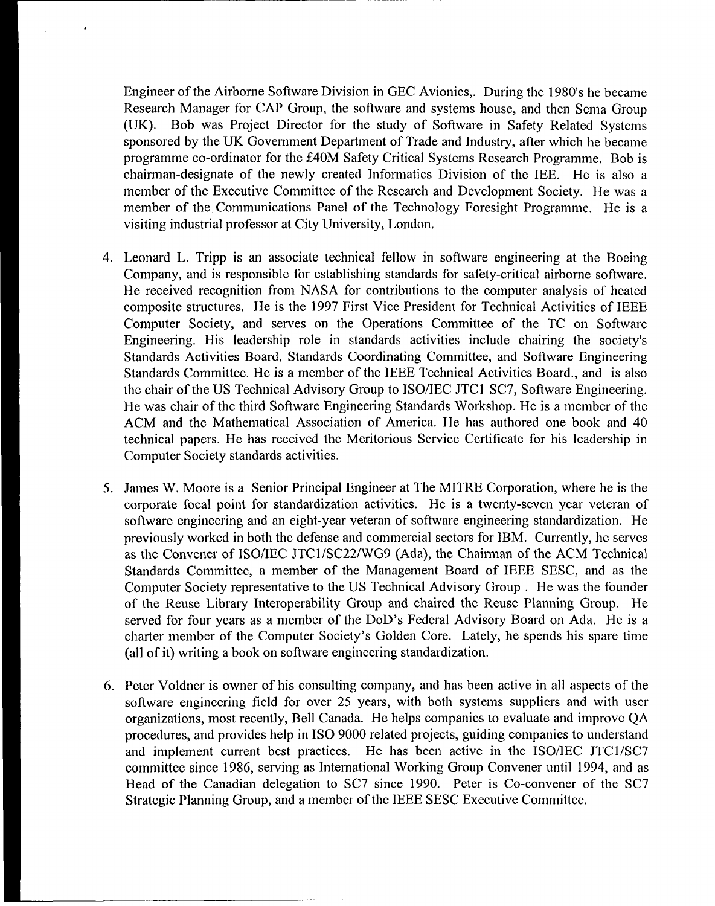Engineer of the Airborne Software Division in GEC Avionics,. During the 1980's he became Research Manager for CAP Group, the software and systems house, and then Sema Group (UK). Bob was Project Director for the study of Software in Safety Related Systems sponsored by the UK Government Department of Trade and Industry, after which he became programme co-ordinator for the £40M Safety Critical Systems Research Programme. Bob is chairman-designate of the newly created Informatics Division of the IEE. He is also a member of the Executive Committee of the Research and Development Society. He was a member of the Communications Panel of the Technology Foresight Programme. He is a visiting industrial professor at City University, London.

4. Leonard L. Tripp is an associate technical fellow in software engineering at the Boeing Company, and is responsible for establishing standards for safety-critical airborne software. He received recognition from NASA for contributions to the computer analysis of heated composite structures. He is the 1997 First Vice President for Technical Activities of IEEE Computer Society, and serves on the Operations Committee of the TC on Software Engineering. His leadership role in standards activities include chairing the society's Standards Activities Board, Standards Coordinating Committee, and Software Engineering Standards Committee. He is a member of the IEEE Technical Activities Board., and is also the chair of the US Technical Advisory Group to ISO/IEC JTC1 SC7, Software Engineering. He was chair of the third Software Engineering Standards Workshop. He is a member of the ACM and the Mathematical Association of America. He has authored one book and 40 technical papers. He has received the Meritorious Service Certificate for his leadership in Computer Society standards activities.

5. James W. Moore is a Senior Principal Engineer at The MITRE Corporation, where he is the corporate focal point for standardization activities. He is a twenty-seven year veteran of software engineering and an eight-year veteran of software engineering standardization. He previously worked in both the defense and commercial sectors for IBM. Currently, he serves as the Convener of ISO/IEC JTC1/SC22/WG9 (Ada), the Chairman of the ACM Technical Standards Committee, a member of the Management Board of IEEE SESC, and as the Computer Society representative to the US Technical Advisory Group . He was the founder of the Reuse Library Interoperability Group and chaired the Reuse Planning Group. He served for four years as a member of the DoD's Federal Advisory Board on Ada. He is a charter member of the Computer Society's Golden Core. Lately, he spends his spare time (all of it) writing a book on software engineering standardization.

6. Peter Voldner is owner of his consulting company, and has been active in all aspects of the software engineering field for over 25 years, with both systems suppliers and with user organizations, most recently, Bell Canada. He helps companies to evaluate and improve QA procedures, and provides help in ISO 9000 related projects, guiding companies to understand and implement current best practices. He has been active in the ISO/IEC JTC1/SC7 committee since 1986, serving as International Working Group Convener until 1994, and as Head of the Canadian delegation to SC7 since 1990. Peter is Co-convener of the SC7 Strategic Planning Group, and a member of the IEEE SESC Executive Committee.